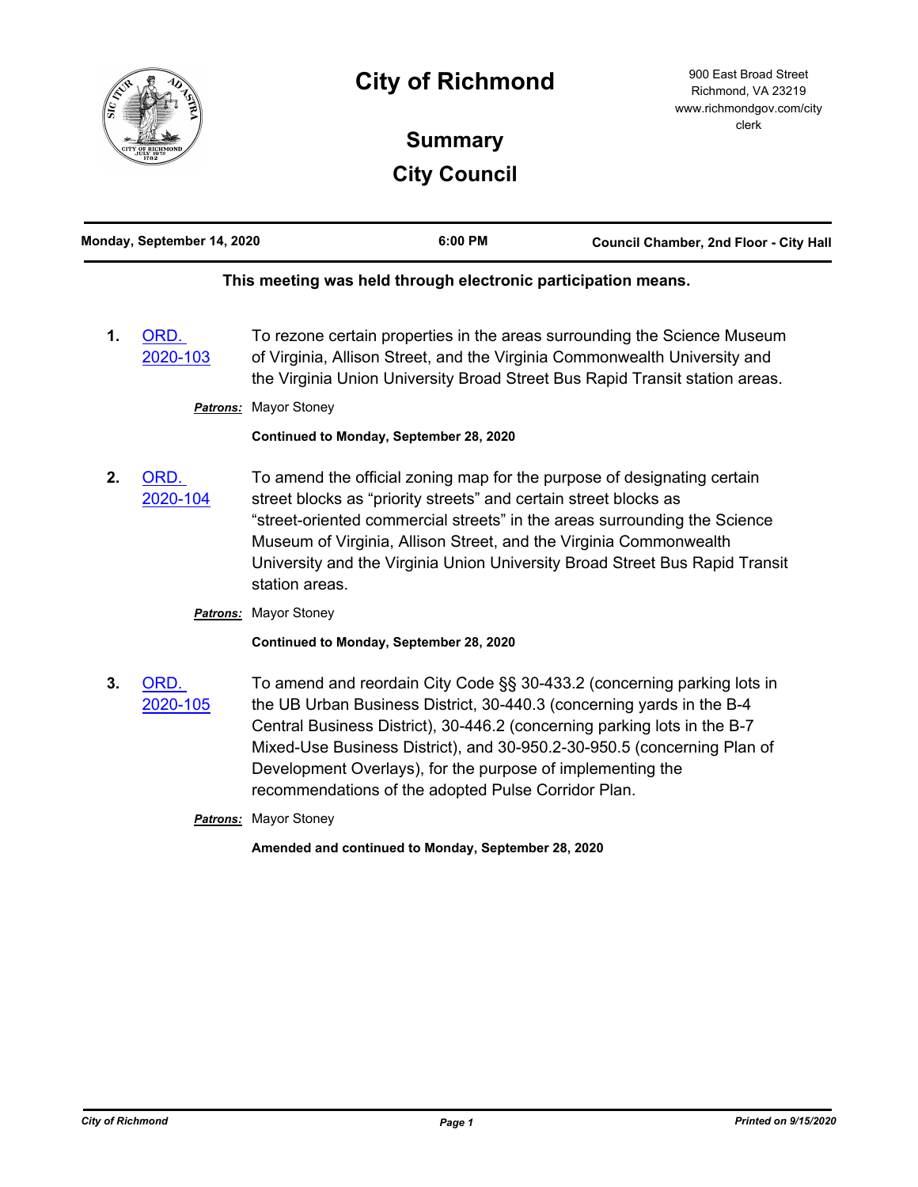# City of Richmond

900 East Broad Street
Richmond, VA 23219
www.richmondgov.com/city clerk

## Summary

## City Council

| Monday, September 14, 2020 | 6:00 PM | Council Chamber, 2nd Floor - City Hall |
|---|---|---|

**This meeting was held through electronic participation means.**

1. **ORD. 2020-103** To rezone certain properties in the areas surrounding the Science Museum of Virginia, Allison Street, and the Virginia Commonwealth University and the Virginia Union University Broad Street Bus Rapid Transit station areas.

   ***Patrons:*** Mayor Stoney

   **Continued to Monday, September 28, 2020**

2. **ORD. 2020-104** To amend the official zoning map for the purpose of designating certain street blocks as "priority streets" and certain street blocks as "street-oriented commercial streets" in the areas surrounding the Science Museum of Virginia, Allison Street, and the Virginia Commonwealth University and the Virginia Union University Broad Street Bus Rapid Transit station areas.

   ***Patrons:*** Mayor Stoney

   **Continued to Monday, September 28, 2020**

3. **ORD. 2020-105** To amend and reordain City Code §§ 30-433.2 (concerning parking lots in the UB Urban Business District, 30-440.3 (concerning yards in the B-4 Central Business District), 30-446.2 (concerning parking lots in the B-7 Mixed-Use Business District), and 30-950.2-30-950.5 (concerning Plan of Development Overlays), for the purpose of implementing the recommendations of the adopted Pulse Corridor Plan.

   ***Patrons:*** Mayor Stoney

   **Amended and continued to Monday, September 28, 2020**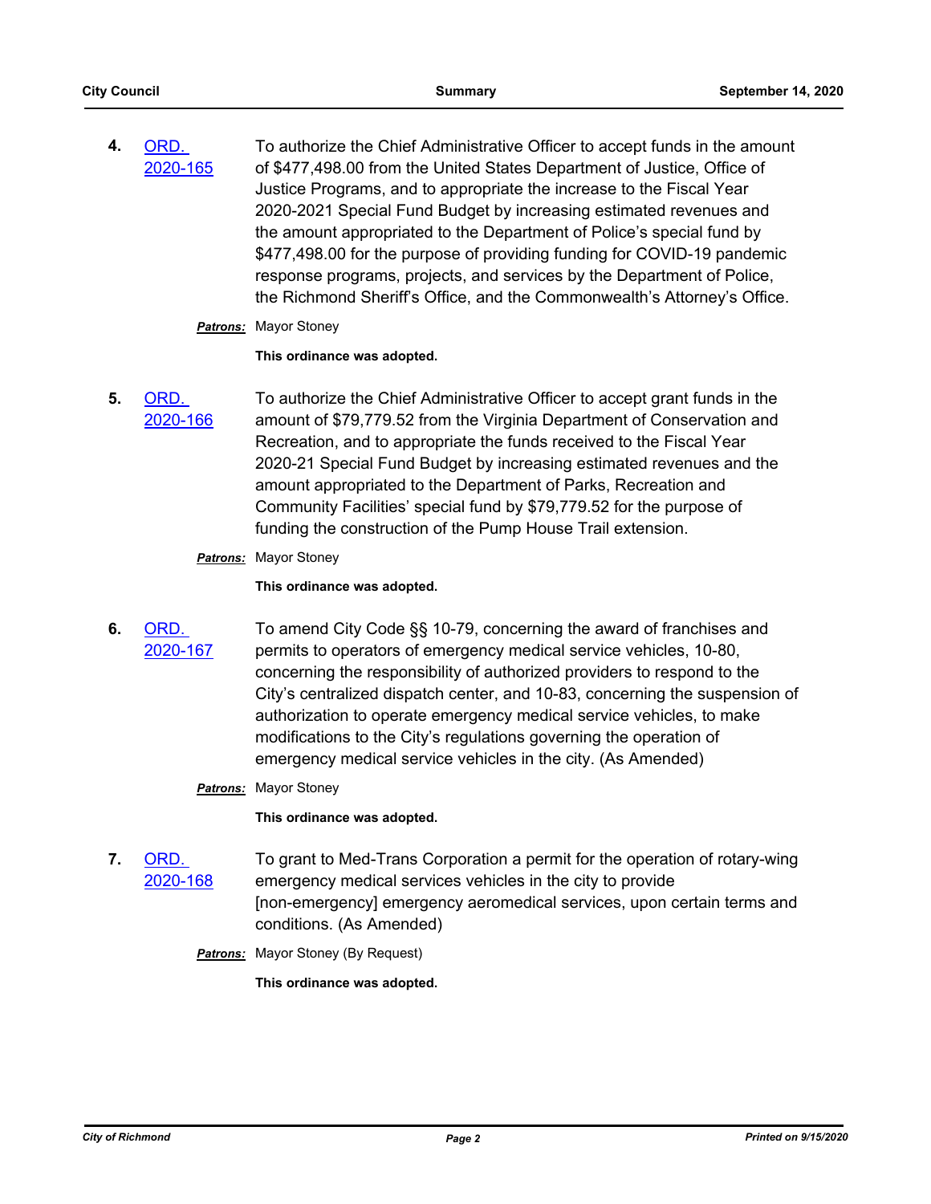4. ORD. 2020-165

To authorize the Chief Administrative Officer to accept funds in the amount of $477,498.00 from the United States Department of Justice, Office of Justice Programs, and to appropriate the increase to the Fiscal Year 2020-2021 Special Fund Budget by increasing estimated revenues and the amount appropriated to the Department of Police's special fund by $477,498.00 for the purpose of providing funding for COVID-19 pandemic response programs, projects, and services by the Department of Police, the Richmond Sheriff's Office, and the Commonwealth's Attorney's Office.

***Patrons:*** Mayor Stoney

**This ordinance was adopted.**

5. ORD. 2020-166

To authorize the Chief Administrative Officer to accept grant funds in the amount of $79,779.52 from the Virginia Department of Conservation and Recreation, and to appropriate the funds received to the Fiscal Year 2020-21 Special Fund Budget by increasing estimated revenues and the amount appropriated to the Department of Parks, Recreation and Community Facilities' special fund by $79,779.52 for the purpose of funding the construction of the Pump House Trail extension.

***Patrons:*** Mayor Stoney

**This ordinance was adopted.**

6. ORD. 2020-167

To amend City Code §§ 10-79, concerning the award of franchises and permits to operators of emergency medical service vehicles, 10-80, concerning the responsibility of authorized providers to respond to the City's centralized dispatch center, and 10-83, concerning the suspension of authorization to operate emergency medical service vehicles, to make modifications to the City's regulations governing the operation of emergency medical service vehicles in the city. (As Amended)

***Patrons:*** Mayor Stoney

**This ordinance was adopted.**

7. ORD. 2020-168

To grant to Med-Trans Corporation a permit for the operation of rotary-wing emergency medical services vehicles in the city to provide [non-emergency] emergency aeromedical services, upon certain terms and conditions. (As Amended)

***Patrons:*** Mayor Stoney (By Request)

**This ordinance was adopted.**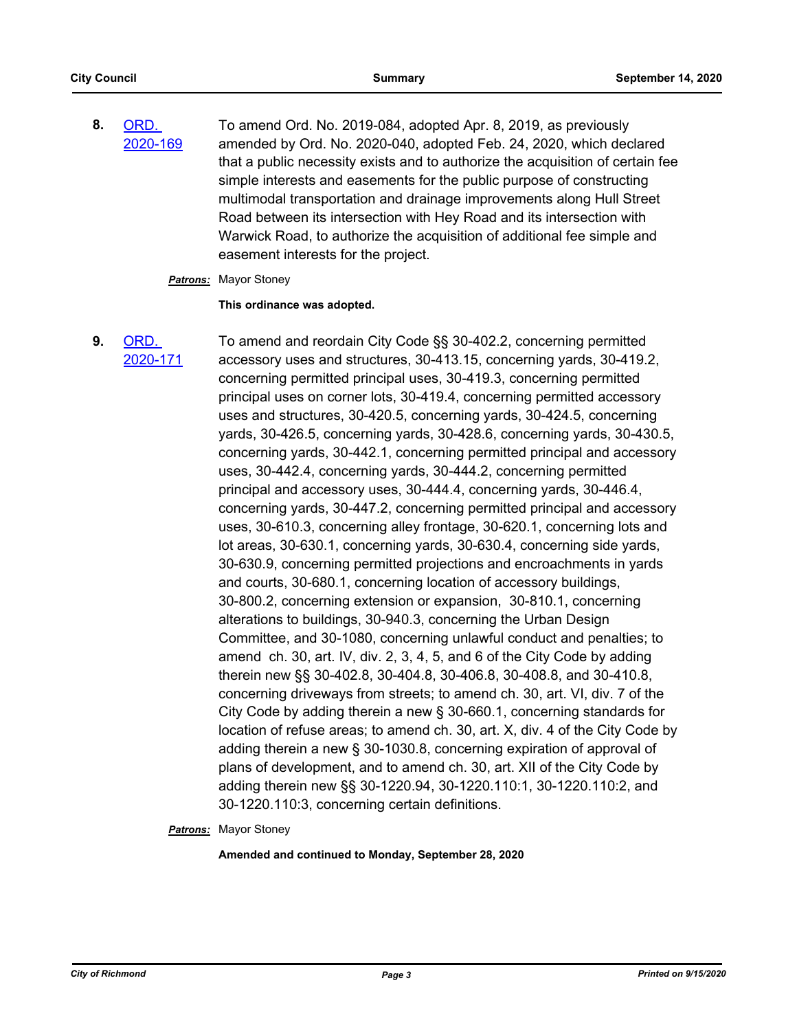8. ORD. 2020-169

To amend Ord. No. 2019-084, adopted Apr. 8, 2019, as previously amended by Ord. No. 2020-040, adopted Feb. 24, 2020, which declared that a public necessity exists and to authorize the acquisition of certain fee simple interests and easements for the public purpose of constructing multimodal transportation and drainage improvements along Hull Street Road between its intersection with Hey Road and its intersection with Warwick Road, to authorize the acquisition of additional fee simple and easement interests for the project.

***Patrons:*** Mayor Stoney

**This ordinance was adopted.**

9. ORD. 2020-171

To amend and reordain City Code §§ 30-402.2, concerning permitted accessory uses and structures, 30-413.15, concerning yards, 30-419.2, concerning permitted principal uses, 30-419.3, concerning permitted principal uses on corner lots, 30-419.4, concerning permitted accessory uses and structures, 30-420.5, concerning yards, 30-424.5, concerning yards, 30-426.5, concerning yards, 30-428.6, concerning yards, 30-430.5, concerning yards, 30-442.1, concerning permitted principal and accessory uses, 30-442.4, concerning yards, 30-444.2, concerning permitted principal and accessory uses, 30-444.4, concerning yards, 30-446.4, concerning yards, 30-447.2, concerning permitted principal and accessory uses, 30-610.3, concerning alley frontage, 30-620.1, concerning lots and lot areas, 30-630.1, concerning yards, 30-630.4, concerning side yards, 30-630.9, concerning permitted projections and encroachments in yards and courts, 30-680.1, concerning location of accessory buildings, 30-800.2, concerning extension or expansion, 30-810.1, concerning alterations to buildings, 30-940.3, concerning the Urban Design Committee, and 30-1080, concerning unlawful conduct and penalties; to amend ch. 30, art. IV, div. 2, 3, 4, 5, and 6 of the City Code by adding therein new §§ 30-402.8, 30-404.8, 30-406.8, 30-408.8, and 30-410.8, concerning driveways from streets; to amend ch. 30, art. VI, div. 7 of the City Code by adding therein a new § 30-660.1, concerning standards for location of refuse areas; to amend ch. 30, art. X, div. 4 of the City Code by adding therein a new § 30-1030.8, concerning expiration of approval of plans of development, and to amend ch. 30, art. XII of the City Code by adding therein new §§ 30-1220.94, 30-1220.110:1, 30-1220.110:2, and 30-1220.110:3, concerning certain definitions.

***Patrons:*** Mayor Stoney

**Amended and continued to Monday, September 28, 2020**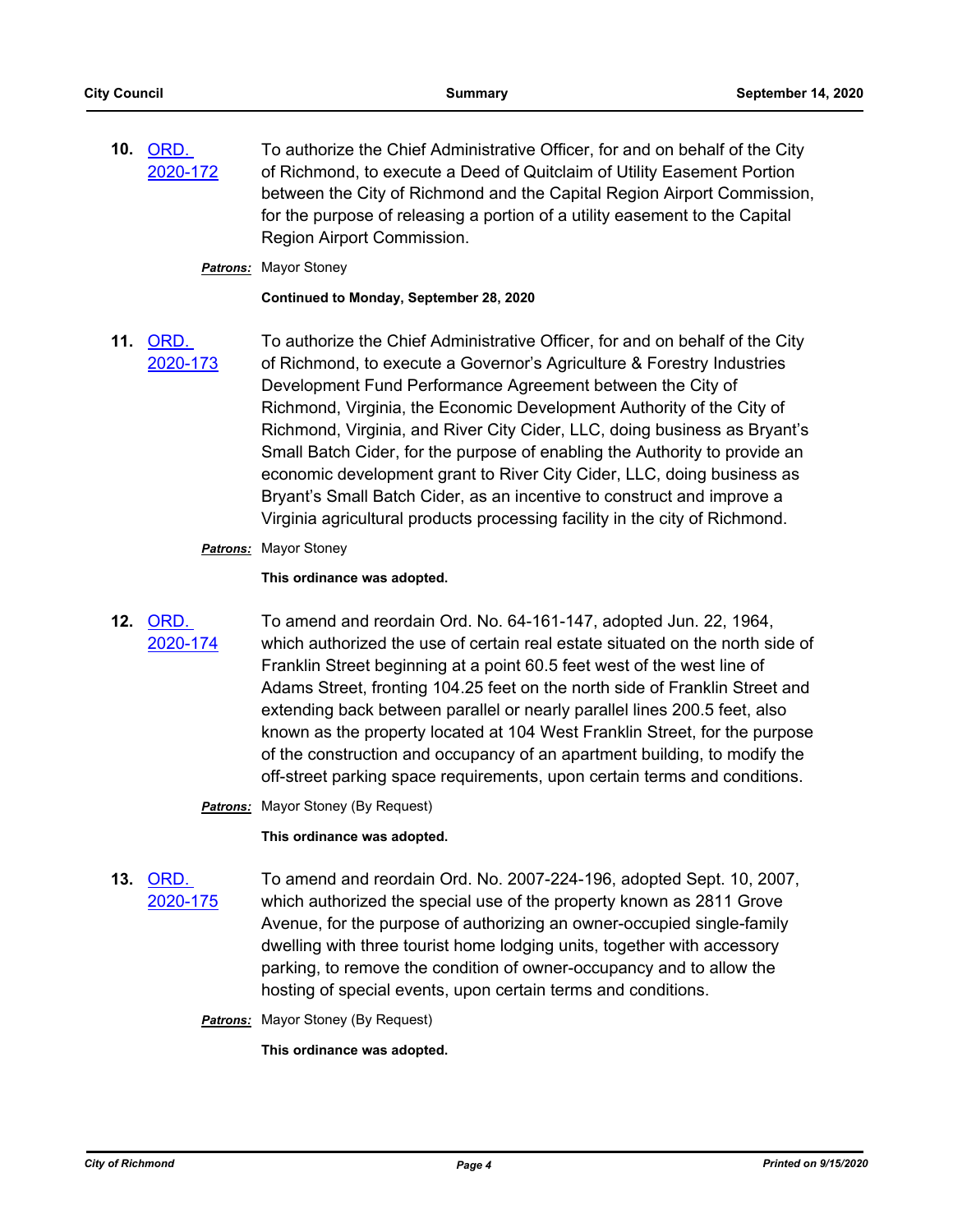**10.** ORD. 2020-172

To authorize the Chief Administrative Officer, for and on behalf of the City of Richmond, to execute a Deed of Quitclaim of Utility Easement Portion between the City of Richmond and the Capital Region Airport Commission, for the purpose of releasing a portion of a utility easement to the Capital Region Airport Commission.

***Patrons:*** Mayor Stoney

**Continued to Monday, September 28, 2020**

**11.** ORD. 2020-173

To authorize the Chief Administrative Officer, for and on behalf of the City of Richmond, to execute a Governor's Agriculture & Forestry Industries Development Fund Performance Agreement between the City of Richmond, Virginia, the Economic Development Authority of the City of Richmond, Virginia, and River City Cider, LLC, doing business as Bryant's Small Batch Cider, for the purpose of enabling the Authority to provide an economic development grant to River City Cider, LLC, doing business as Bryant's Small Batch Cider, as an incentive to construct and improve a Virginia agricultural products processing facility in the city of Richmond.

***Patrons:*** Mayor Stoney

**This ordinance was adopted.**

**12.** ORD. 2020-174

To amend and reordain Ord. No. 64-161-147, adopted Jun. 22, 1964, which authorized the use of certain real estate situated on the north side of Franklin Street beginning at a point 60.5 feet west of the west line of Adams Street, fronting 104.25 feet on the north side of Franklin Street and extending back between parallel or nearly parallel lines 200.5 feet, also known as the property located at 104 West Franklin Street, for the purpose of the construction and occupancy of an apartment building, to modify the off-street parking space requirements, upon certain terms and conditions.

***Patrons:*** Mayor Stoney (By Request)

**This ordinance was adopted.**

**13.** ORD. 2020-175

To amend and reordain Ord. No. 2007-224-196, adopted Sept. 10, 2007, which authorized the special use of the property known as 2811 Grove Avenue, for the purpose of authorizing an owner-occupied single-family dwelling with three tourist home lodging units, together with accessory parking, to remove the condition of owner-occupancy and to allow the hosting of special events, upon certain terms and conditions.

***Patrons:*** Mayor Stoney (By Request)

**This ordinance was adopted.**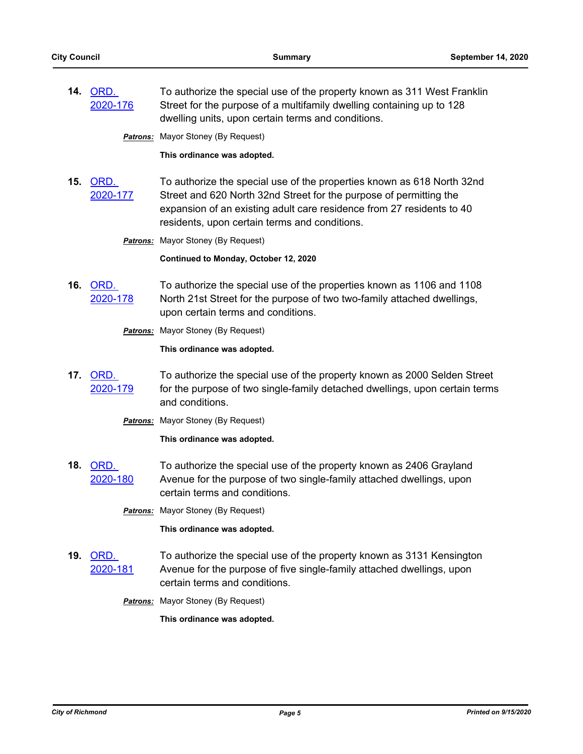**14.** ORD. 2020-176

To authorize the special use of the property known as 311 West Franklin Street for the purpose of a multifamily dwelling containing up to 128 dwelling units, upon certain terms and conditions.

***Patrons:*** Mayor Stoney (By Request)

**This ordinance was adopted.**

**15.** ORD. 2020-177

To authorize the special use of the properties known as 618 North 32nd Street and 620 North 32nd Street for the purpose of permitting the expansion of an existing adult care residence from 27 residents to 40 residents, upon certain terms and conditions.

***Patrons:*** Mayor Stoney (By Request)

**Continued to Monday, October 12, 2020**

**16.** ORD. 2020-178

To authorize the special use of the properties known as 1106 and 1108 North 21st Street for the purpose of two two-family attached dwellings, upon certain terms and conditions.

***Patrons:*** Mayor Stoney (By Request)

**This ordinance was adopted.**

**17.** ORD. 2020-179

To authorize the special use of the property known as 2000 Selden Street for the purpose of two single-family detached dwellings, upon certain terms and conditions.

***Patrons:*** Mayor Stoney (By Request)

**This ordinance was adopted.**

**18.** ORD. 2020-180

To authorize the special use of the property known as 2406 Grayland Avenue for the purpose of two single-family attached dwellings, upon certain terms and conditions.

***Patrons:*** Mayor Stoney (By Request)

**This ordinance was adopted.**

**19.** ORD. 2020-181

To authorize the special use of the property known as 3131 Kensington Avenue for the purpose of five single-family attached dwellings, upon certain terms and conditions.

***Patrons:*** Mayor Stoney (By Request)

**This ordinance was adopted.**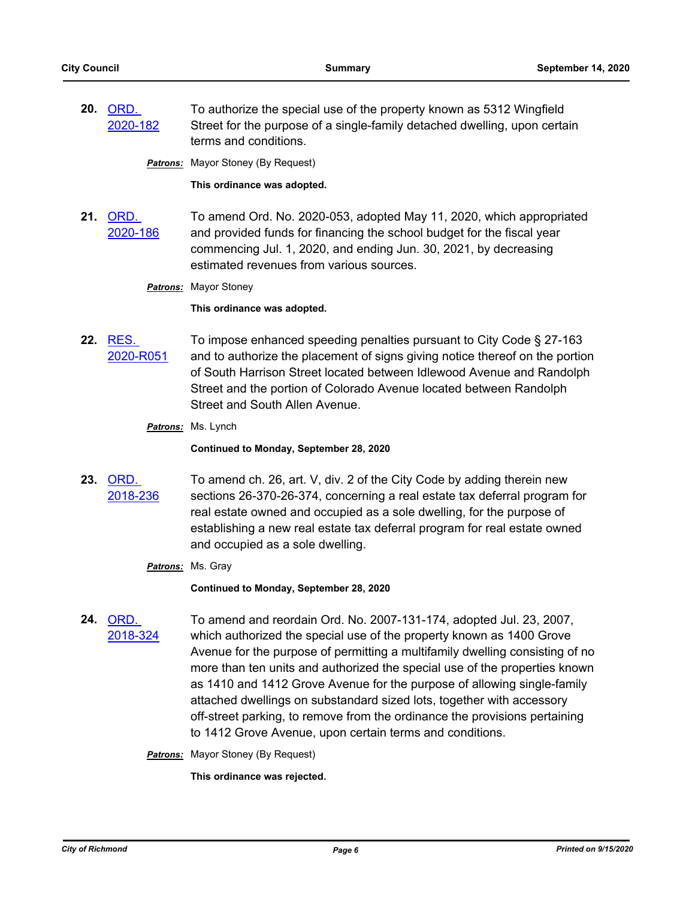**20.** ORD. 2020-182

To authorize the special use of the property known as 5312 Wingfield Street for the purpose of a single-family detached dwelling, upon certain terms and conditions.

***Patrons:*** Mayor Stoney (By Request)

**This ordinance was adopted.**

**21.** ORD. 2020-186

To amend Ord. No. 2020-053, adopted May 11, 2020, which appropriated and provided funds for financing the school budget for the fiscal year commencing Jul. 1, 2020, and ending Jun. 30, 2021, by decreasing estimated revenues from various sources.

***Patrons:*** Mayor Stoney

**This ordinance was adopted.**

**22.** RES. 2020-R051

To impose enhanced speeding penalties pursuant to City Code § 27-163 and to authorize the placement of signs giving notice thereof on the portion of South Harrison Street located between Idlewood Avenue and Randolph Street and the portion of Colorado Avenue located between Randolph Street and South Allen Avenue.

***Patrons:*** Ms. Lynch

**Continued to Monday, September 28, 2020**

**23.** ORD. 2018-236

To amend ch. 26, art. V, div. 2 of the City Code by adding therein new sections 26-370-26-374, concerning a real estate tax deferral program for real estate owned and occupied as a sole dwelling, for the purpose of establishing a new real estate tax deferral program for real estate owned and occupied as a sole dwelling.

***Patrons:*** Ms. Gray

**Continued to Monday, September 28, 2020**

**24.** ORD. 2018-324

To amend and reordain Ord. No. 2007-131-174, adopted Jul. 23, 2007, which authorized the special use of the property known as 1400 Grove Avenue for the purpose of permitting a multifamily dwelling consisting of no more than ten units and authorized the special use of the properties known as 1410 and 1412 Grove Avenue for the purpose of allowing single-family attached dwellings on substandard sized lots, together with accessory off-street parking, to remove from the ordinance the provisions pertaining to 1412 Grove Avenue, upon certain terms and conditions.

***Patrons:*** Mayor Stoney (By Request)

**This ordinance was rejected.**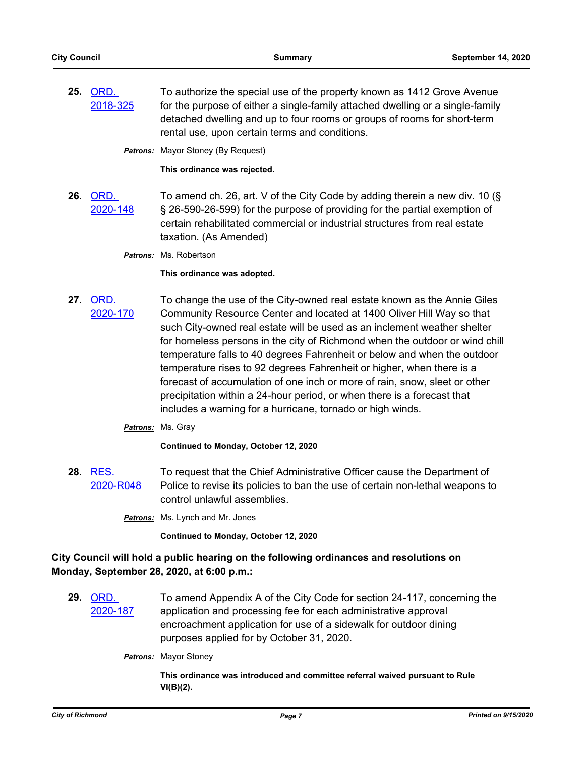**25.** ORD. 2018-325

To authorize the special use of the property known as 1412 Grove Avenue for the purpose of either a single-family attached dwelling or a single-family detached dwelling and up to four rooms or groups of rooms for short-term rental use, upon certain terms and conditions.

***Patrons:*** Mayor Stoney (By Request)

**This ordinance was rejected.**

**26.** ORD. 2020-148

To amend ch. 26, art. V of the City Code by adding therein a new div. 10 (§ § 26-590-26-599) for the purpose of providing for the partial exemption of certain rehabilitated commercial or industrial structures from real estate taxation. (As Amended)

***Patrons:*** Ms. Robertson

**This ordinance was adopted.**

**27.** ORD. 2020-170

To change the use of the City-owned real estate known as the Annie Giles Community Resource Center and located at 1400 Oliver Hill Way so that such City-owned real estate will be used as an inclement weather shelter for homeless persons in the city of Richmond when the outdoor or wind chill temperature falls to 40 degrees Fahrenheit or below and when the outdoor temperature rises to 92 degrees Fahrenheit or higher, when there is a forecast of accumulation of one inch or more of rain, snow, sleet or other precipitation within a 24-hour period, or when there is a forecast that includes a warning for a hurricane, tornado or high winds.

***Patrons:*** Ms. Gray

**Continued to Monday, October 12, 2020**

**28.** RES. 2020-R048

To request that the Chief Administrative Officer cause the Department of Police to revise its policies to ban the use of certain non-lethal weapons to control unlawful assemblies.

***Patrons:*** Ms. Lynch and Mr. Jones

**Continued to Monday, October 12, 2020**

**City Council will hold a public hearing on the following ordinances and resolutions on Monday, September 28, 2020, at 6:00 p.m.:**

**29.** ORD. 2020-187

To amend Appendix A of the City Code for section 24-117, concerning the application and processing fee for each administrative approval encroachment application for use of a sidewalk for outdoor dining purposes applied for by October 31, 2020.

***Patrons:*** Mayor Stoney

**This ordinance was introduced and committee referral waived pursuant to Rule VI(B)(2).**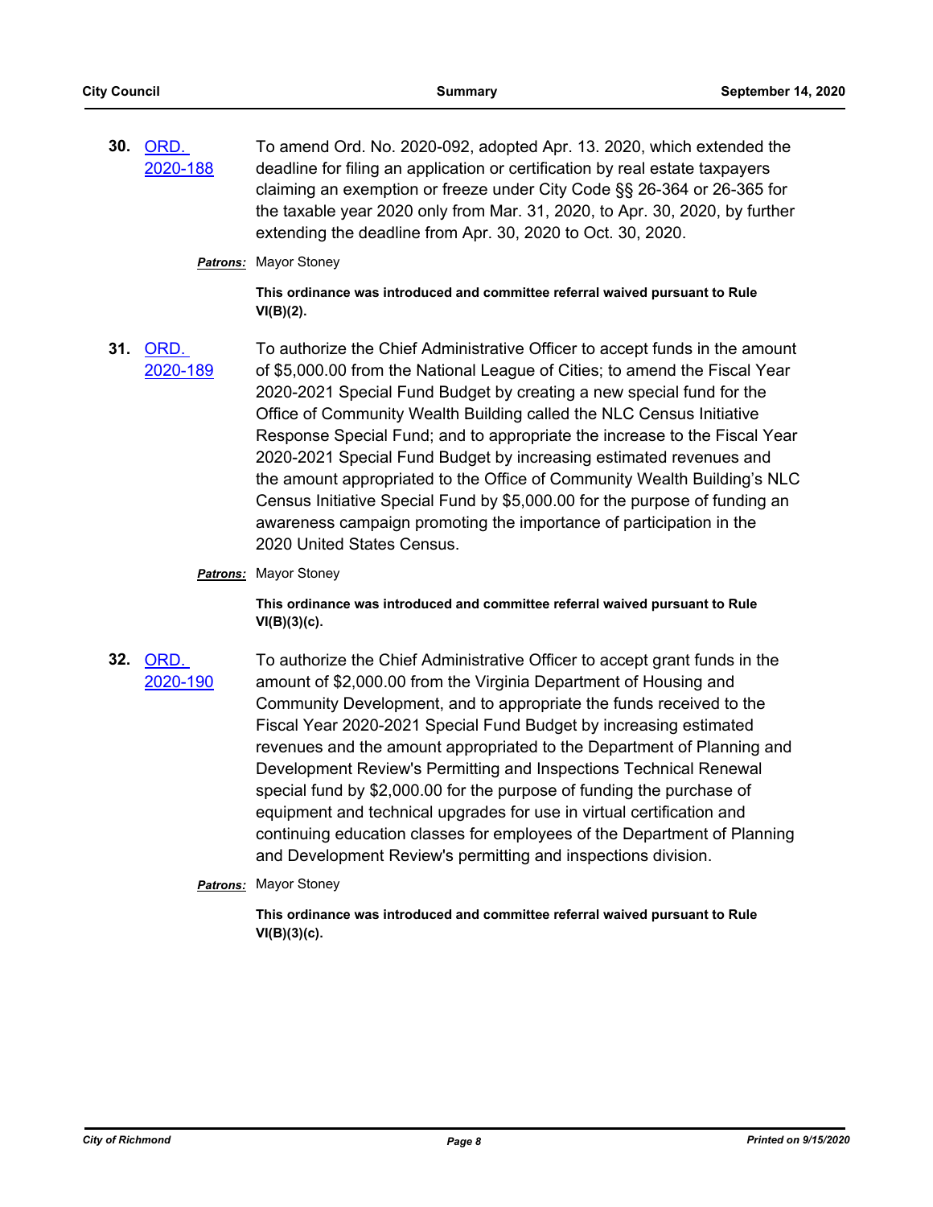**30.** ORD. 2020-188

To amend Ord. No. 2020-092, adopted Apr. 13. 2020, which extended the deadline for filing an application or certification by real estate taxpayers claiming an exemption or freeze under City Code §§ 26-364 or 26-365 for the taxable year 2020 only from Mar. 31, 2020, to Apr. 30, 2020, by further extending the deadline from Apr. 30, 2020 to Oct. 30, 2020.

***Patrons:*** Mayor Stoney

**This ordinance was introduced and committee referral waived pursuant to Rule VI(B)(2).**

**31.** ORD. 2020-189

To authorize the Chief Administrative Officer to accept funds in the amount of $5,000.00 from the National League of Cities; to amend the Fiscal Year 2020-2021 Special Fund Budget by creating a new special fund for the Office of Community Wealth Building called the NLC Census Initiative Response Special Fund; and to appropriate the increase to the Fiscal Year 2020-2021 Special Fund Budget by increasing estimated revenues and the amount appropriated to the Office of Community Wealth Building's NLC Census Initiative Special Fund by $5,000.00 for the purpose of funding an awareness campaign promoting the importance of participation in the 2020 United States Census.

***Patrons:*** Mayor Stoney

**This ordinance was introduced and committee referral waived pursuant to Rule VI(B)(3)(c).**

**32.** ORD. 2020-190

To authorize the Chief Administrative Officer to accept grant funds in the amount of $2,000.00 from the Virginia Department of Housing and Community Development, and to appropriate the funds received to the Fiscal Year 2020-2021 Special Fund Budget by increasing estimated revenues and the amount appropriated to the Department of Planning and Development Review's Permitting and Inspections Technical Renewal special fund by $2,000.00 for the purpose of funding the purchase of equipment and technical upgrades for use in virtual certification and continuing education classes for employees of the Department of Planning and Development Review's permitting and inspections division.

***Patrons:*** Mayor Stoney

**This ordinance was introduced and committee referral waived pursuant to Rule VI(B)(3)(c).**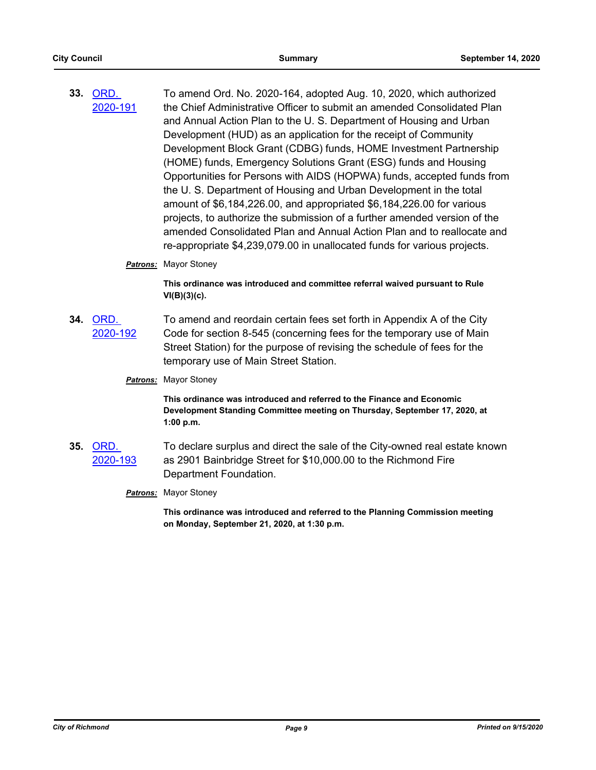**33.** [ORD. 2020-191]

To amend Ord. No. 2020-164, adopted Aug. 10, 2020, which authorized the Chief Administrative Officer to submit an amended Consolidated Plan and Annual Action Plan to the U. S. Department of Housing and Urban Development (HUD) as an application for the receipt of Community Development Block Grant (CDBG) funds, HOME Investment Partnership (HOME) funds, Emergency Solutions Grant (ESG) funds and Housing Opportunities for Persons with AIDS (HOPWA) funds, accepted funds from the U. S. Department of Housing and Urban Development in the total amount of $6,184,226.00, and appropriated $6,184,226.00 for various projects, to authorize the submission of a further amended version of the amended Consolidated Plan and Annual Action Plan and to reallocate and re-appropriate $4,239,079.00 in unallocated funds for various projects.

***Patrons:*** Mayor Stoney

**This ordinance was introduced and committee referral waived pursuant to Rule VI(B)(3)(c).**

**34.** [ORD. 2020-192]

To amend and reordain certain fees set forth in Appendix A of the City Code for section 8-545 (concerning fees for the temporary use of Main Street Station) for the purpose of revising the schedule of fees for the temporary use of Main Street Station.

***Patrons:*** Mayor Stoney

**This ordinance was introduced and referred to the Finance and Economic Development Standing Committee meeting on Thursday, September 17, 2020, at 1:00 p.m.**

**35.** [ORD. 2020-193]

To declare surplus and direct the sale of the City-owned real estate known as 2901 Bainbridge Street for $10,000.00 to the Richmond Fire Department Foundation.

***Patrons:*** Mayor Stoney

**This ordinance was introduced and referred to the Planning Commission meeting on Monday, September 21, 2020, at 1:30 p.m.**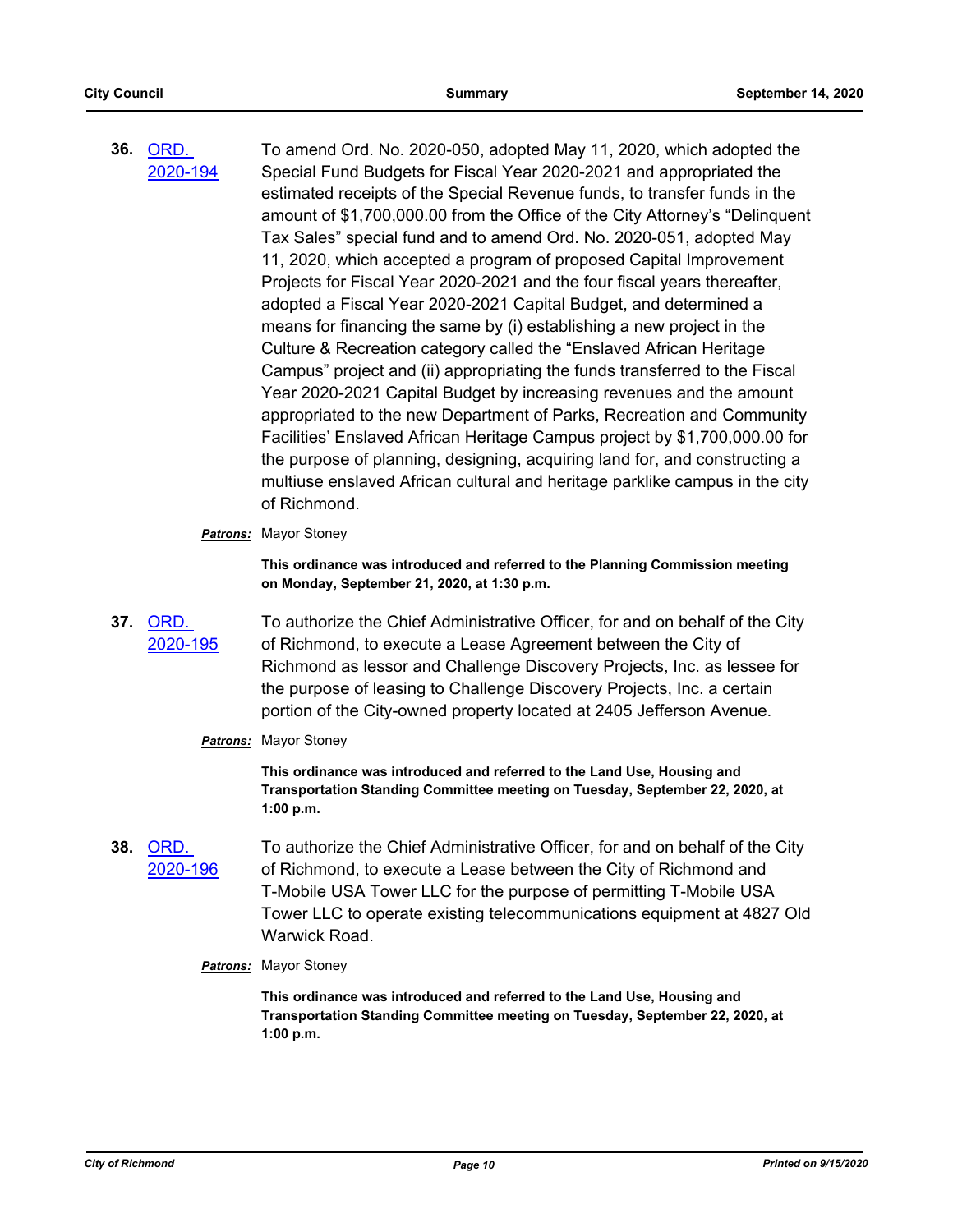**36.** ORD. 2020-194

To amend Ord. No. 2020-050, adopted May 11, 2020, which adopted the Special Fund Budgets for Fiscal Year 2020-2021 and appropriated the estimated receipts of the Special Revenue funds, to transfer funds in the amount of $1,700,000.00 from the Office of the City Attorney's "Delinquent Tax Sales" special fund and to amend Ord. No. 2020-051, adopted May 11, 2020, which accepted a program of proposed Capital Improvement Projects for Fiscal Year 2020-2021 and the four fiscal years thereafter, adopted a Fiscal Year 2020-2021 Capital Budget, and determined a means for financing the same by (i) establishing a new project in the Culture & Recreation category called the "Enslaved African Heritage Campus" project and (ii) appropriating the funds transferred to the Fiscal Year 2020-2021 Capital Budget by increasing revenues and the amount appropriated to the new Department of Parks, Recreation and Community Facilities' Enslaved African Heritage Campus project by $1,700,000.00 for the purpose of planning, designing, acquiring land for, and constructing a multiuse enslaved African cultural and heritage parklike campus in the city of Richmond.

***Patrons:*** Mayor Stoney

**This ordinance was introduced and referred to the Planning Commission meeting on Monday, September 21, 2020, at 1:30 p.m.**

**37.** ORD. 2020-195

To authorize the Chief Administrative Officer, for and on behalf of the City of Richmond, to execute a Lease Agreement between the City of Richmond as lessor and Challenge Discovery Projects, Inc. as lessee for the purpose of leasing to Challenge Discovery Projects, Inc. a certain portion of the City-owned property located at 2405 Jefferson Avenue.

***Patrons:*** Mayor Stoney

**This ordinance was introduced and referred to the Land Use, Housing and Transportation Standing Committee meeting on Tuesday, September 22, 2020, at 1:00 p.m.**

**38.** ORD. 2020-196

To authorize the Chief Administrative Officer, for and on behalf of the City of Richmond, to execute a Lease between the City of Richmond and T-Mobile USA Tower LLC for the purpose of permitting T-Mobile USA Tower LLC to operate existing telecommunications equipment at 4827 Old Warwick Road.

***Patrons:*** Mayor Stoney

**This ordinance was introduced and referred to the Land Use, Housing and Transportation Standing Committee meeting on Tuesday, September 22, 2020, at 1:00 p.m.**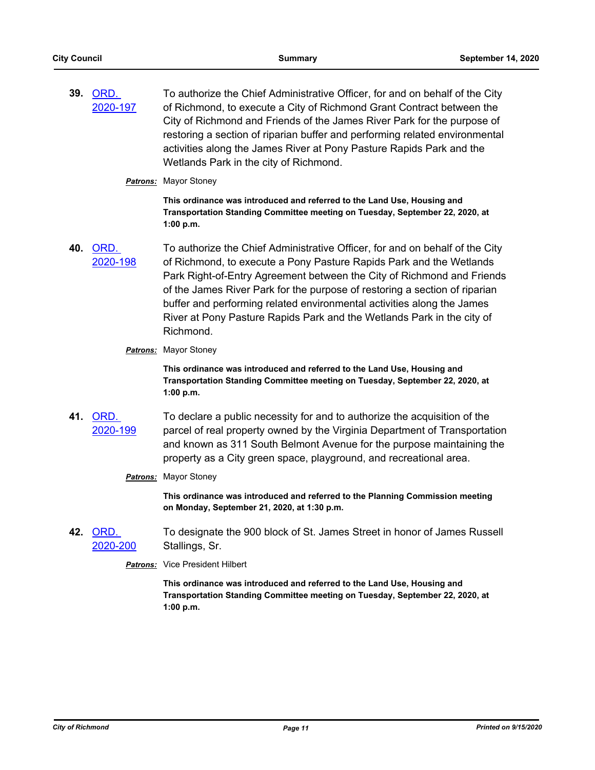**39.** ORD. 2020-197

To authorize the Chief Administrative Officer, for and on behalf of the City of Richmond, to execute a City of Richmond Grant Contract between the City of Richmond and Friends of the James River Park for the purpose of restoring a section of riparian buffer and performing related environmental activities along the James River at Pony Pasture Rapids Park and the Wetlands Park in the city of Richmond.

***Patrons:*** Mayor Stoney

**This ordinance was introduced and referred to the Land Use, Housing and Transportation Standing Committee meeting on Tuesday, September 22, 2020, at 1:00 p.m.**

**40.** ORD. 2020-198

To authorize the Chief Administrative Officer, for and on behalf of the City of Richmond, to execute a Pony Pasture Rapids Park and the Wetlands Park Right-of-Entry Agreement between the City of Richmond and Friends of the James River Park for the purpose of restoring a section of riparian buffer and performing related environmental activities along the James River at Pony Pasture Rapids Park and the Wetlands Park in the city of Richmond.

***Patrons:*** Mayor Stoney

**This ordinance was introduced and referred to the Land Use, Housing and Transportation Standing Committee meeting on Tuesday, September 22, 2020, at 1:00 p.m.**

**41.** ORD. 2020-199

To declare a public necessity for and to authorize the acquisition of the parcel of real property owned by the Virginia Department of Transportation and known as 311 South Belmont Avenue for the purpose maintaining the property as a City green space, playground, and recreational area.

***Patrons:*** Mayor Stoney

**This ordinance was introduced and referred to the Planning Commission meeting on Monday, September 21, 2020, at 1:30 p.m.**

**42.** ORD. 2020-200

To designate the 900 block of St. James Street in honor of James Russell Stallings, Sr.

***Patrons:*** Vice President Hilbert

**This ordinance was introduced and referred to the Land Use, Housing and Transportation Standing Committee meeting on Tuesday, September 22, 2020, at 1:00 p.m.**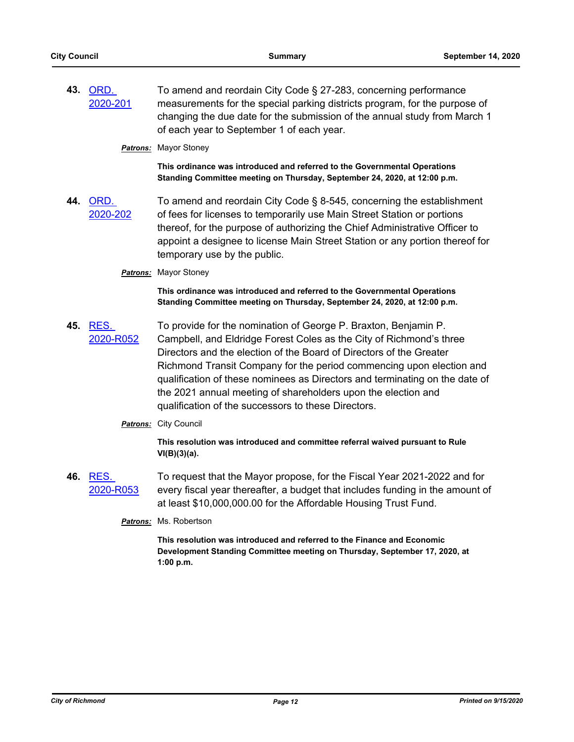**43.** ORD. 2020-201

To amend and reordain City Code § 27-283, concerning performance measurements for the special parking districts program, for the purpose of changing the due date for the submission of the annual study from March 1 of each year to September 1 of each year.

***Patrons:*** Mayor Stoney

**This ordinance was introduced and referred to the Governmental Operations Standing Committee meeting on Thursday, September 24, 2020, at 12:00 p.m.**

**44.** ORD. 2020-202

To amend and reordain City Code § 8-545, concerning the establishment of fees for licenses to temporarily use Main Street Station or portions thereof, for the purpose of authorizing the Chief Administrative Officer to appoint a designee to license Main Street Station or any portion thereof for temporary use by the public.

***Patrons:*** Mayor Stoney

**This ordinance was introduced and referred to the Governmental Operations Standing Committee meeting on Thursday, September 24, 2020, at 12:00 p.m.**

**45.** RES. 2020-R052

To provide for the nomination of George P. Braxton, Benjamin P. Campbell, and Eldridge Forest Coles as the City of Richmond's three Directors and the election of the Board of Directors of the Greater Richmond Transit Company for the period commencing upon election and qualification of these nominees as Directors and terminating on the date of the 2021 annual meeting of shareholders upon the election and qualification of the successors to these Directors.

***Patrons:*** City Council

**This resolution was introduced and committee referral waived pursuant to Rule VI(B)(3)(a).**

**46.** RES. 2020-R053

To request that the Mayor propose, for the Fiscal Year 2021-2022 and for every fiscal year thereafter, a budget that includes funding in the amount of at least $10,000,000.00 for the Affordable Housing Trust Fund.

***Patrons:*** Ms. Robertson

**This resolution was introduced and referred to the Finance and Economic Development Standing Committee meeting on Thursday, September 17, 2020, at 1:00 p.m.**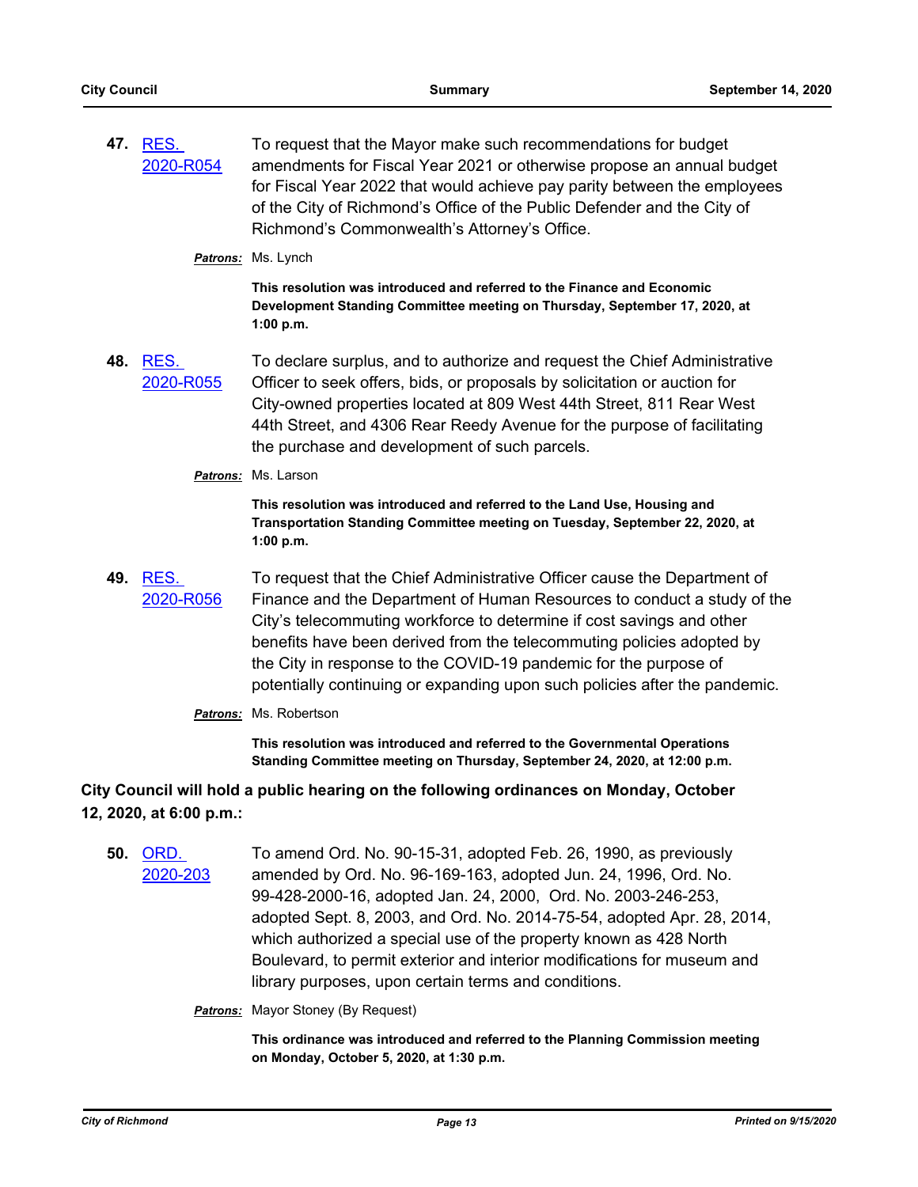**47.** RES. 2020-R054

To request that the Mayor make such recommendations for budget amendments for Fiscal Year 2021 or otherwise propose an annual budget for Fiscal Year 2022 that would achieve pay parity between the employees of the City of Richmond's Office of the Public Defender and the City of Richmond's Commonwealth's Attorney's Office.

***Patrons:*** Ms. Lynch

**This resolution was introduced and referred to the Finance and Economic Development Standing Committee meeting on Thursday, September 17, 2020, at 1:00 p.m.**

**48.** RES. 2020-R055

To declare surplus, and to authorize and request the Chief Administrative Officer to seek offers, bids, or proposals by solicitation or auction for City-owned properties located at 809 West 44th Street, 811 Rear West 44th Street, and 4306 Rear Reedy Avenue for the purpose of facilitating the purchase and development of such parcels.

***Patrons:*** Ms. Larson

**This resolution was introduced and referred to the Land Use, Housing and Transportation Standing Committee meeting on Tuesday, September 22, 2020, at 1:00 p.m.**

**49.** RES. 2020-R056

To request that the Chief Administrative Officer cause the Department of Finance and the Department of Human Resources to conduct a study of the City's telecommuting workforce to determine if cost savings and other benefits have been derived from the telecommuting policies adopted by the City in response to the COVID-19 pandemic for the purpose of potentially continuing or expanding upon such policies after the pandemic.

***Patrons:*** Ms. Robertson

**This resolution was introduced and referred to the Governmental Operations Standing Committee meeting on Thursday, September 24, 2020, at 12:00 p.m.**

**City Council will hold a public hearing on the following ordinances on Monday, October 12, 2020, at 6:00 p.m.:**

**50.** ORD. 2020-203

To amend Ord. No. 90-15-31, adopted Feb. 26, 1990, as previously amended by Ord. No. 96-169-163, adopted Jun. 24, 1996, Ord. No. 99-428-2000-16, adopted Jan. 24, 2000, Ord. No. 2003-246-253, adopted Sept. 8, 2003, and Ord. No. 2014-75-54, adopted Apr. 28, 2014, which authorized a special use of the property known as 428 North Boulevard, to permit exterior and interior modifications for museum and library purposes, upon certain terms and conditions.

***Patrons:*** Mayor Stoney (By Request)

**This ordinance was introduced and referred to the Planning Commission meeting on Monday, October 5, 2020, at 1:30 p.m.**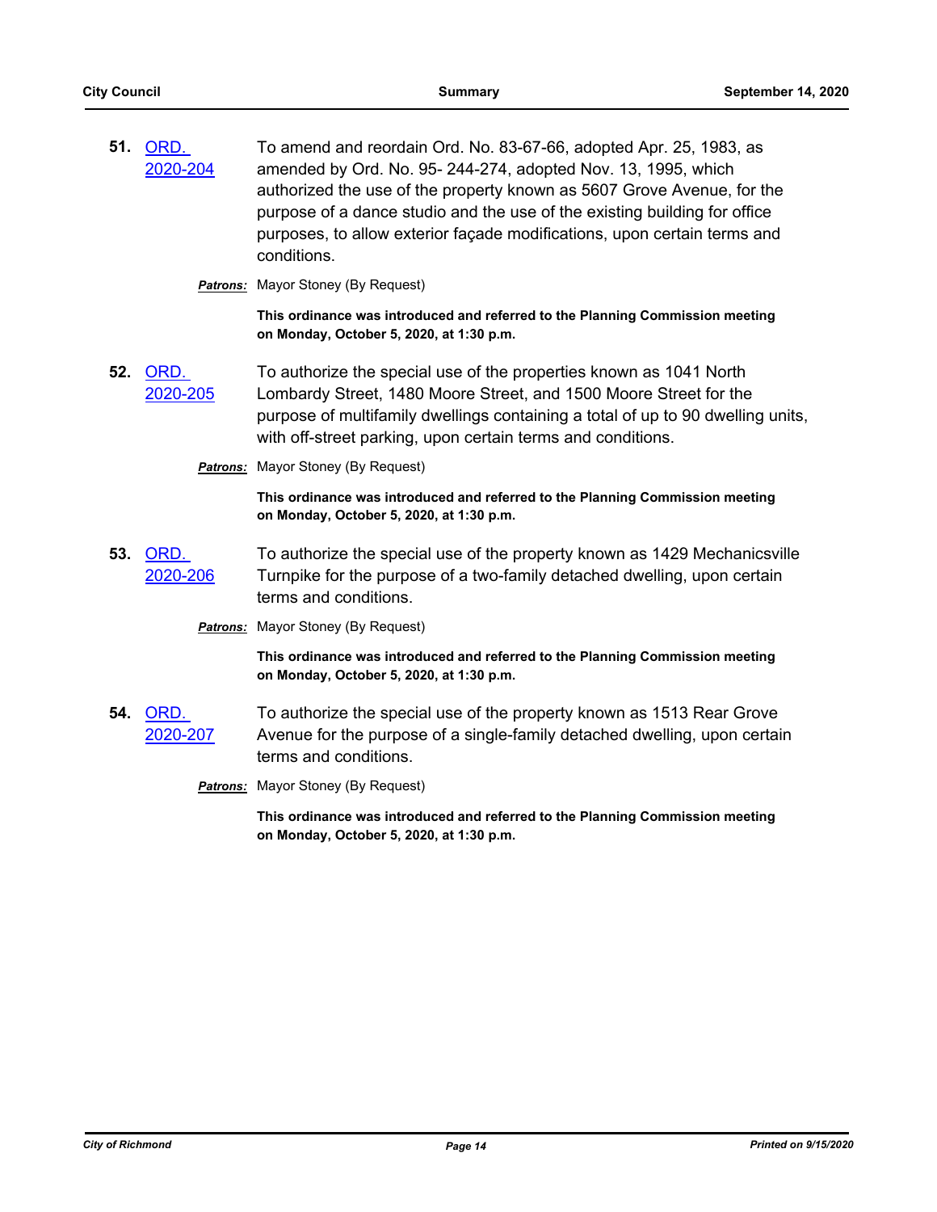**51.** ORD. 2020-204

To amend and reordain Ord. No. 83-67-66, adopted Apr. 25, 1983, as amended by Ord. No. 95- 244-274, adopted Nov. 13, 1995, which authorized the use of the property known as 5607 Grove Avenue, for the purpose of a dance studio and the use of the existing building for office purposes, to allow exterior façade modifications, upon certain terms and conditions.

***Patrons:*** Mayor Stoney (By Request)

**This ordinance was introduced and referred to the Planning Commission meeting on Monday, October 5, 2020, at 1:30 p.m.**

**52.** ORD. 2020-205

To authorize the special use of the properties known as 1041 North Lombardy Street, 1480 Moore Street, and 1500 Moore Street for the purpose of multifamily dwellings containing a total of up to 90 dwelling units, with off-street parking, upon certain terms and conditions.

***Patrons:*** Mayor Stoney (By Request)

**This ordinance was introduced and referred to the Planning Commission meeting on Monday, October 5, 2020, at 1:30 p.m.**

**53.** ORD. 2020-206

To authorize the special use of the property known as 1429 Mechanicsville Turnpike for the purpose of a two-family detached dwelling, upon certain terms and conditions.

***Patrons:*** Mayor Stoney (By Request)

**This ordinance was introduced and referred to the Planning Commission meeting on Monday, October 5, 2020, at 1:30 p.m.**

**54.** ORD. 2020-207

To authorize the special use of the property known as 1513 Rear Grove Avenue for the purpose of a single-family detached dwelling, upon certain terms and conditions.

***Patrons:*** Mayor Stoney (By Request)

**This ordinance was introduced and referred to the Planning Commission meeting on Monday, October 5, 2020, at 1:30 p.m.**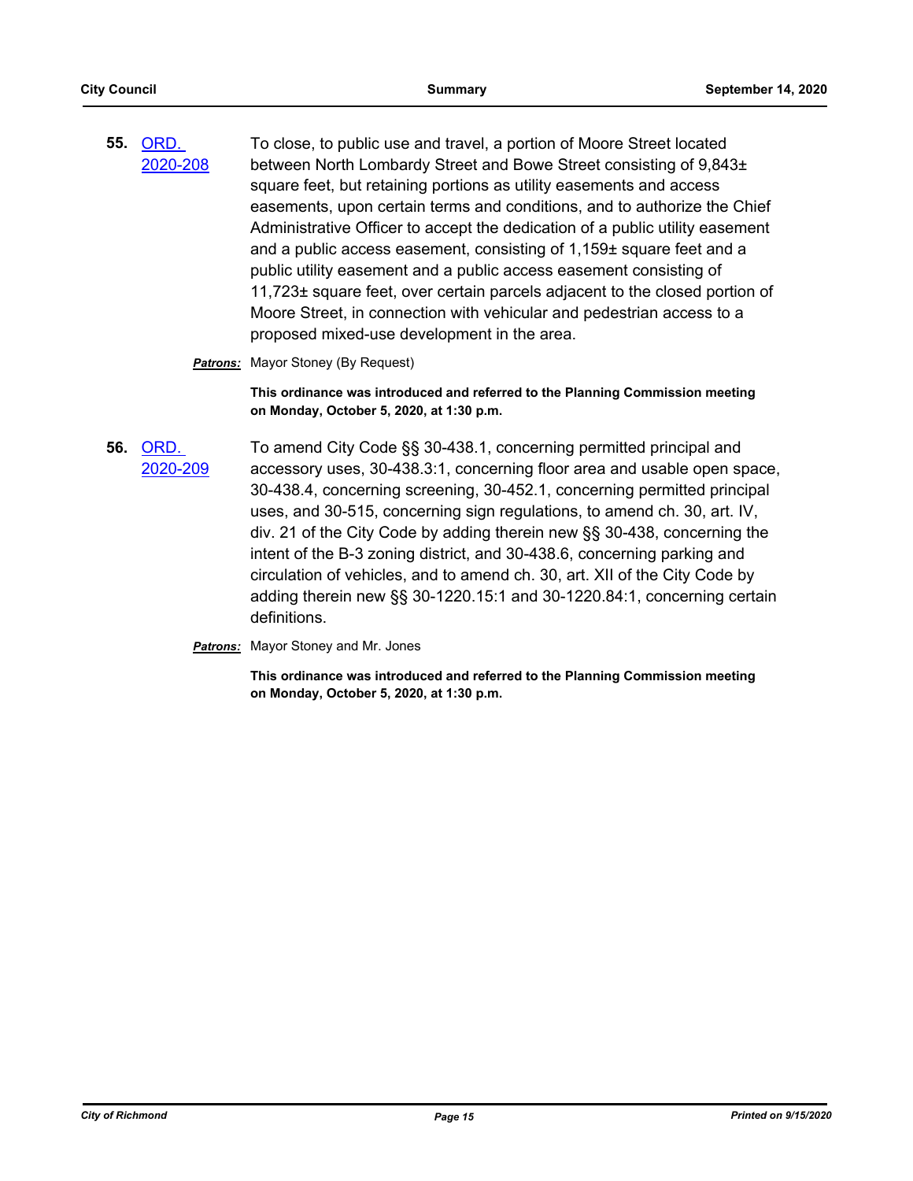**55.** ORD. 2020-208

To close, to public use and travel, a portion of Moore Street located between North Lombardy Street and Bowe Street consisting of 9,843± square feet, but retaining portions as utility easements and access easements, upon certain terms and conditions, and to authorize the Chief Administrative Officer to accept the dedication of a public utility easement and a public access easement, consisting of 1,159± square feet and a public utility easement and a public access easement consisting of 11,723± square feet, over certain parcels adjacent to the closed portion of Moore Street, in connection with vehicular and pedestrian access to a proposed mixed-use development in the area.

***Patrons:*** Mayor Stoney (By Request)

**This ordinance was introduced and referred to the Planning Commission meeting on Monday, October 5, 2020, at 1:30 p.m.**

**56.** ORD. 2020-209

To amend City Code §§ 30-438.1, concerning permitted principal and accessory uses, 30-438.3:1, concerning floor area and usable open space, 30-438.4, concerning screening, 30-452.1, concerning permitted principal uses, and 30-515, concerning sign regulations, to amend ch. 30, art. IV, div. 21 of the City Code by adding therein new §§ 30-438, concerning the intent of the B-3 zoning district, and 30-438.6, concerning parking and circulation of vehicles, and to amend ch. 30, art. XII of the City Code by adding therein new §§ 30-1220.15:1 and 30-1220.84:1, concerning certain definitions.

***Patrons:*** Mayor Stoney and Mr. Jones

**This ordinance was introduced and referred to the Planning Commission meeting on Monday, October 5, 2020, at 1:30 p.m.**